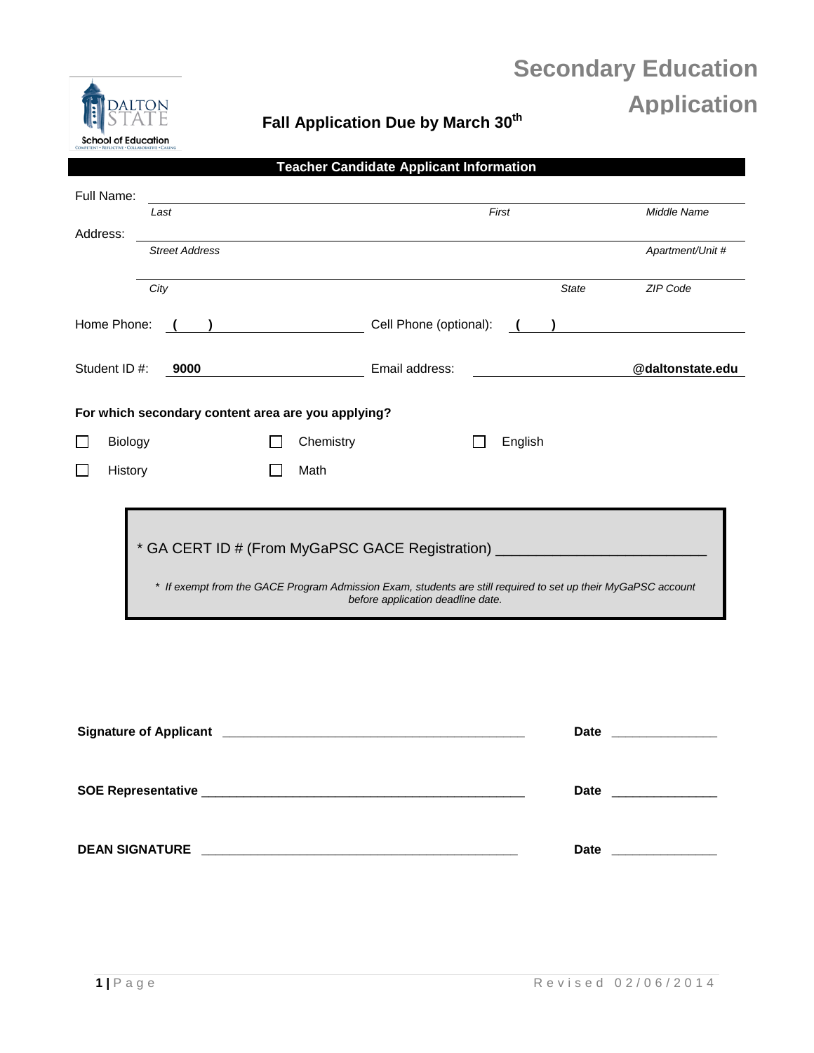# Secondary Education Application

**Fall Application Due by March 30th**

## Teacher Candidate Applicant Information

Full Name: ______________________________________________

*Last* *First* *Middle Name*

Address: ______________________________________________

*Street Address* *Apartment/Unit #*

______________________________________________

*City* *State* *ZIP Code*

Home Phone: **(    )** ____________________ Cell Phone (optional): **(    )** ____________________

Student ID #: **9000** ____________________ Email address: ____________________ **@daltonstate.edu**

**For which secondary content area are you applying?**

- ☐ Biology
- ☐ Chemistry
- ☐ English
- ☐ History
- ☐ Math

\* GA CERT ID # (From MyGaPSC GACE Registration) ________________________

*\* If exempt from the GACE Program Admission Exam, students are still required to set up their MyGaPSC account before application deadline date.*

**Signature of Applicant** ____________________________________________ **Date** _______________

**SOE Representative** ____________________________________________ **Date** _______________

**DEAN SIGNATURE** ____________________________________________ **Date** _______________

Revised 02/06/2014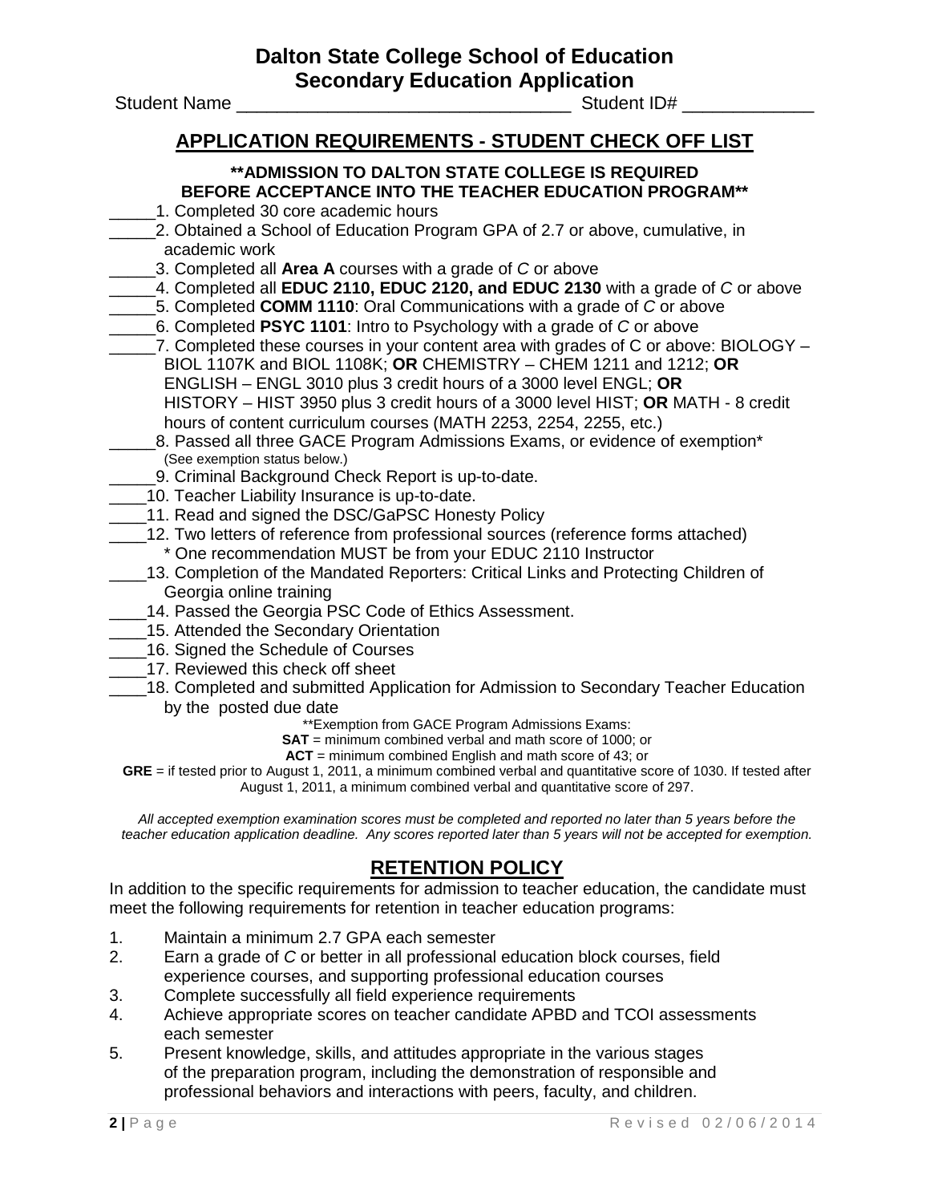# Dalton State College School of Education
# Secondary Education Application

Student Name _________________________________ Student ID# _____________

## APPLICATION REQUIREMENTS - STUDENT CHECK OFF LIST

**\*\*ADMISSION TO DALTON STATE COLLEGE IS REQUIRED BEFORE ACCEPTANCE INTO THE TEACHER EDUCATION PROGRAM\*\***

_____1. Completed 30 core academic hours

_____2. Obtained a School of Education Program GPA of 2.7 or above, cumulative, in academic work

_____3. Completed all **Area A** courses with a grade of *C* or above

_____4. Completed all **EDUC 2110, EDUC 2120, and EDUC 2130** with a grade of *C* or above

_____5. Completed **COMM 1110**: Oral Communications with a grade of *C* or above

_____6. Completed **PSYC 1101**: Intro to Psychology with a grade of *C* or above

_____7. Completed these courses in your content area with grades of C or above: BIOLOGY – BIOL 1107K and BIOL 1108K; **OR** CHEMISTRY – CHEM 1211 and 1212; **OR** ENGLISH – ENGL 3010 plus 3 credit hours of a 3000 level ENGL; **OR** HISTORY – HIST 3950 plus 3 credit hours of a 3000 level HIST; **OR** MATH - 8 credit hours of content curriculum courses (MATH 2253, 2254, 2255, etc.)

_____8. Passed all three GACE Program Admissions Exams, or evidence of exemption* (See exemption status below.)

_____9. Criminal Background Check Report is up-to-date.

____10. Teacher Liability Insurance is up-to-date.

____11. Read and signed the DSC/GaPSC Honesty Policy

____12. Two letters of reference from professional sources (reference forms attached)
\* One recommendation MUST be from your EDUC 2110 Instructor

____13. Completion of the Mandated Reporters: Critical Links and Protecting Children of Georgia online training

____14. Passed the Georgia PSC Code of Ethics Assessment.

____15. Attended the Secondary Orientation

____16. Signed the Schedule of Courses

____17. Reviewed this check off sheet

____18. Completed and submitted Application for Admission to Secondary Teacher Education by the posted due date

\*\*Exemption from GACE Program Admissions Exams:
**SAT** = minimum combined verbal and math score of 1000; or
**ACT** = minimum combined English and math score of 43; or
**GRE** = if tested prior to August 1, 2011, a minimum combined verbal and quantitative score of 1030. If tested after August 1, 2011, a minimum combined verbal and quantitative score of 297.

*All accepted exemption examination scores must be completed and reported no later than 5 years before the teacher education application deadline. Any scores reported later than 5 years will not be accepted for exemption.*

## RETENTION POLICY

In addition to the specific requirements for admission to teacher education, the candidate must meet the following requirements for retention in teacher education programs:

1. Maintain a minimum 2.7 GPA each semester
2. Earn a grade of *C* or better in all professional education block courses, field experience courses, and supporting professional education courses
3. Complete successfully all field experience requirements
4. Achieve appropriate scores on teacher candidate APBD and TCOI assessments each semester
5. Present knowledge, skills, and attitudes appropriate in the various stages of the preparation program, including the demonstration of responsible and professional behaviors and interactions with peers, faculty, and children.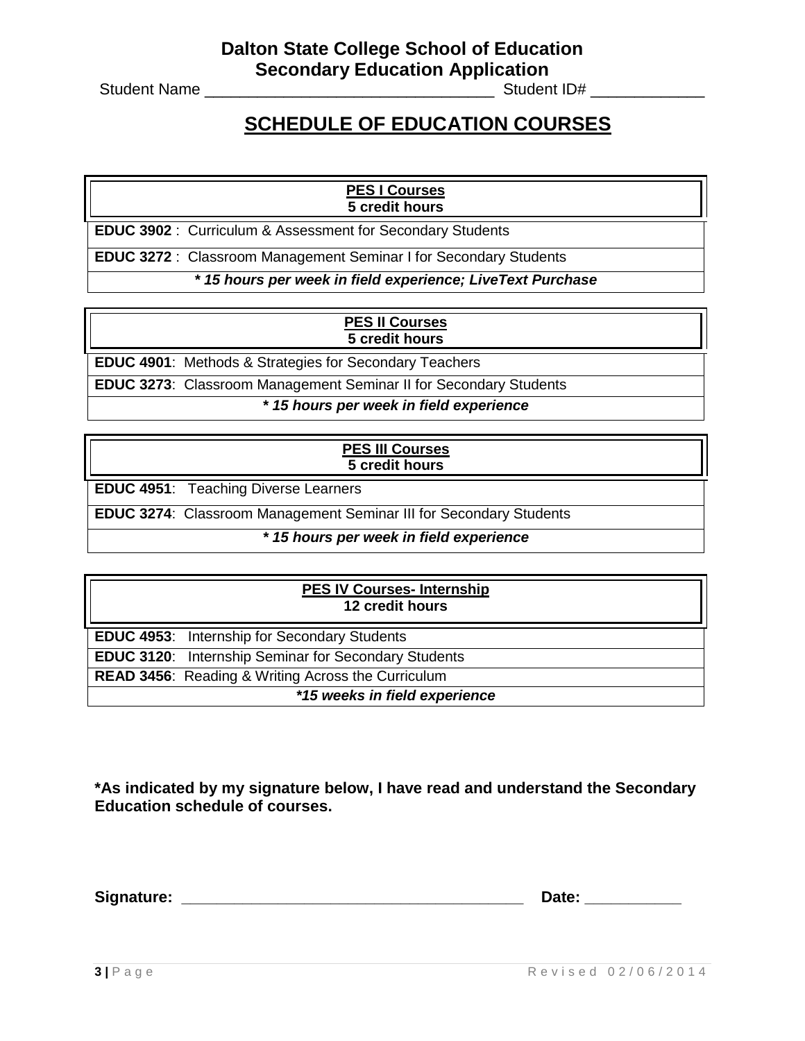**Dalton State College School of Education**
**Secondary Education Application**

Student Name ________________________________ Student ID# ____________

# SCHEDULE OF EDUCATION COURSES

| **PES I Courses**<br>**5 credit hours** |
|---|
| **EDUC 3902** : Curriculum & Assessment for Secondary Students |
| **EDUC 3272** : Classroom Management Seminar I for Secondary Students |
| ***\* 15 hours per week in field experience; LiveText Purchase*** |

| **PES II Courses**<br>**5 credit hours** |
|---|
| **EDUC 4901**: Methods & Strategies for Secondary Teachers |
| **EDUC 3273**: Classroom Management Seminar II for Secondary Students |
| ***\* 15 hours per week in field experience*** |

| **PES III Courses**<br>**5 credit hours** |
|---|
| **EDUC 4951**: Teaching Diverse Learners |
| **EDUC 3274**: Classroom Management Seminar III for Secondary Students |
| ***\* 15 hours per week in field experience*** |

| **PES IV Courses- Internship**<br>**12 credit hours** |
|---|
| **EDUC 4953**: Internship for Secondary Students |
| **EDUC 3120**: Internship Seminar for Secondary Students |
| **READ 3456**: Reading & Writing Across the Curriculum |
| ***\*15 weeks in field experience*** |

**\*As indicated by my signature below, I have read and understand the Secondary Education schedule of courses.**

**Signature:** ______________________________________ **Date:** ___________

Revised 02/06/2014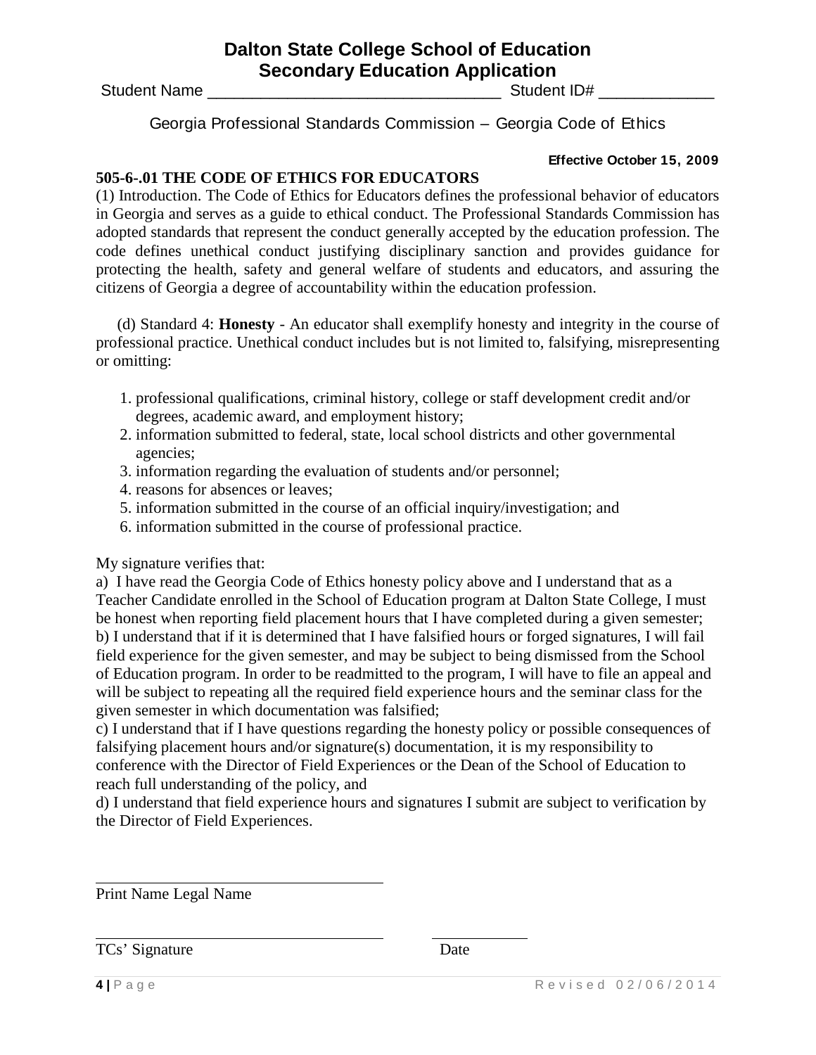# Dalton State College School of Education
## Secondary Education Application

Student Name _________________________________ Student ID# _____________

Georgia Professional Standards Commission – Georgia Code of Ethics

**Effective October 15, 2009**

**505-6-.01 THE CODE OF ETHICS FOR EDUCATORS**

(1) Introduction. The Code of Ethics for Educators defines the professional behavior of educators in Georgia and serves as a guide to ethical conduct. The Professional Standards Commission has adopted standards that represent the conduct generally accepted by the education profession. The code defines unethical conduct justifying disciplinary sanction and provides guidance for protecting the health, safety and general welfare of students and educators, and assuring the citizens of Georgia a degree of accountability within the education profession.

(d) Standard 4: **Honesty** - An educator shall exemplify honesty and integrity in the course of professional practice. Unethical conduct includes but is not limited to, falsifying, misrepresenting or omitting:

1. professional qualifications, criminal history, college or staff development credit and/or degrees, academic award, and employment history;
2. information submitted to federal, state, local school districts and other governmental agencies;
3. information regarding the evaluation of students and/or personnel;
4. reasons for absences or leaves;
5. information submitted in the course of an official inquiry/investigation; and
6. information submitted in the course of professional practice.

My signature verifies that:

a) I have read the Georgia Code of Ethics honesty policy above and I understand that as a Teacher Candidate enrolled in the School of Education program at Dalton State College, I must be honest when reporting field placement hours that I have completed during a given semester;
b) I understand that if it is determined that I have falsified hours or forged signatures, I will fail field experience for the given semester, and may be subject to being dismissed from the School of Education program. In order to be readmitted to the program, I will have to file an appeal and will be subject to repeating all the required field experience hours and the seminar class for the given semester in which documentation was falsified;
c) I understand that if I have questions regarding the honesty policy or possible consequences of falsifying placement hours and/or signature(s) documentation, it is my responsibility to conference with the Director of Field Experiences or the Dean of the School of Education to reach full understanding of the policy, and
d) I understand that field experience hours and signatures I submit are subject to verification by the Director of Field Experiences.

_________________________________
Print Name Legal Name

_________________________________ ____________
TCs' Signature Date

Revised 02/06/2014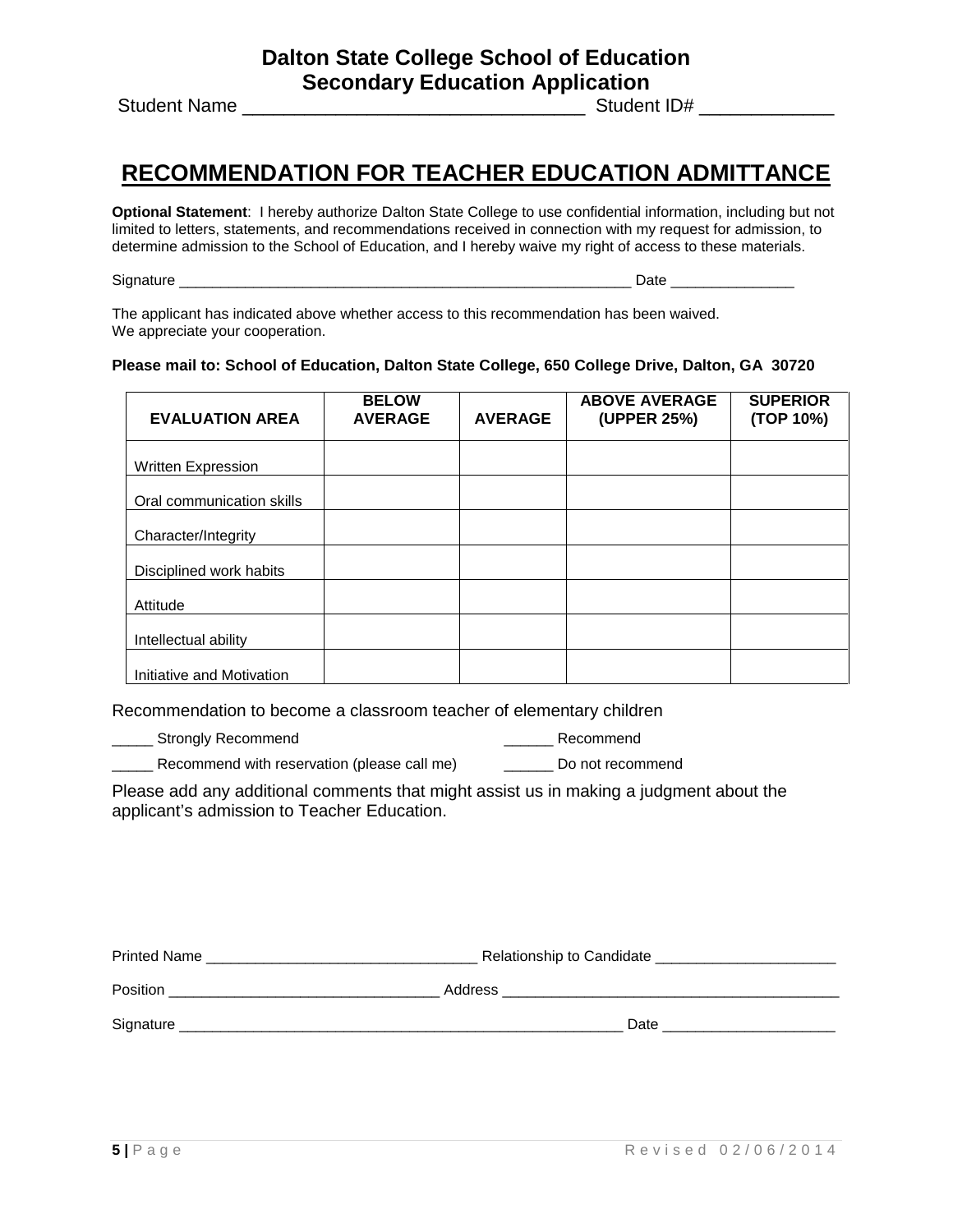**Dalton State College School of Education**
**Secondary Education Application**

Student Name ________________________________ Student ID# ____________

# RECOMMENDATION FOR TEACHER EDUCATION ADMITTANCE

**Optional Statement**: I hereby authorize Dalton State College to use confidential information, including but not limited to letters, statements, and recommendations received in connection with my request for admission, to determine admission to the School of Education, and I hereby waive my right of access to these materials.

Signature ________________________________________________________ Date _______________

The applicant has indicated above whether access to this recommendation has been waived.
We appreciate your cooperation.

**Please mail to: School of Education, Dalton State College, 650 College Drive, Dalton, GA 30720**

| EVALUATION AREA | BELOW AVERAGE | AVERAGE | ABOVE AVERAGE (UPPER 25%) | SUPERIOR (TOP 10%) |
|---|---|---|---|---|
| Written Expression | | | | |
| Oral communication skills | | | | |
| Character/Integrity | | | | |
| Disciplined work habits | | | | |
| Attitude | | | | |
| Intellectual ability | | | | |
| Initiative and Motivation | | | | |

Recommendation to become a classroom teacher of elementary children

_____ Strongly Recommend ______ Recommend

_____ Recommend with reservation (please call me) ______ Do not recommend

Please add any additional comments that might assist us in making a judgment about the applicant's admission to Teacher Education.

Printed Name ________________________________ Relationship to Candidate ______________________

Position ________________________________ Address __________________________________________

Signature ________________________________________________________ Date _____________________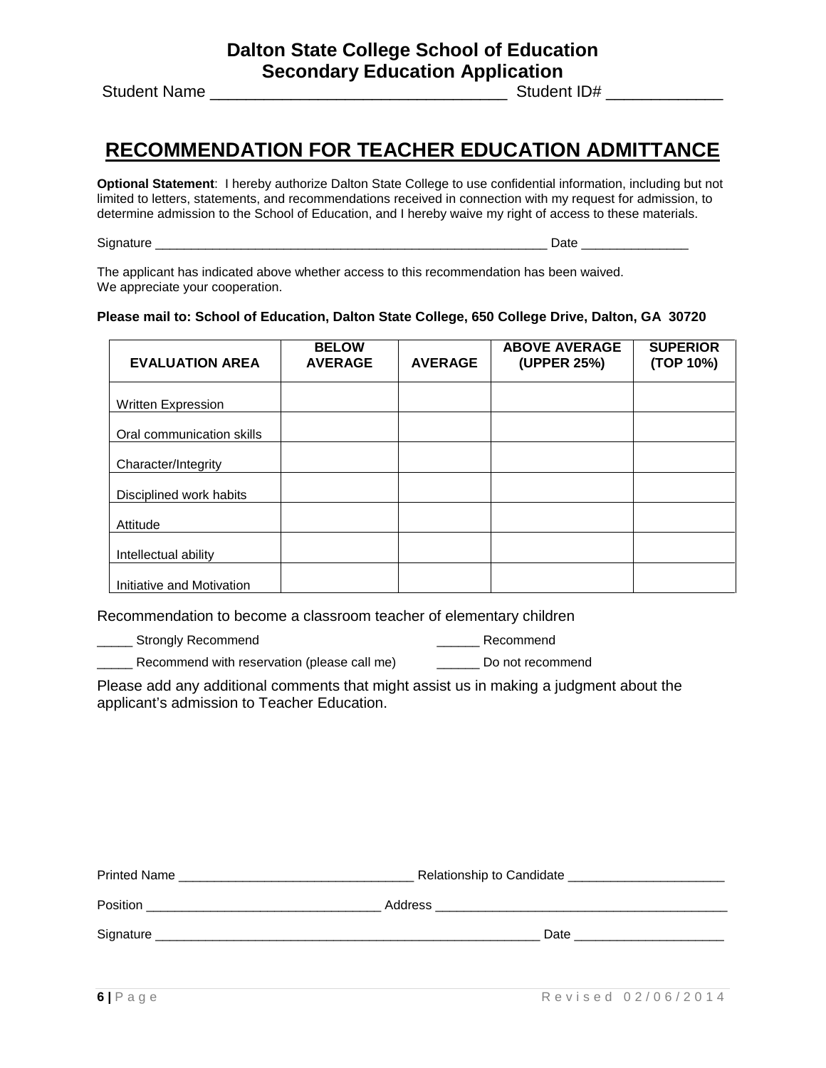**Dalton State College School of Education**
**Secondary Education Application**

Student Name ________________________________ Student ID# _____________

# RECOMMENDATION FOR TEACHER EDUCATION ADMITTANCE

**Optional Statement**: I hereby authorize Dalton State College to use confidential information, including but not limited to letters, statements, and recommendations received in connection with my request for admission, to determine admission to the School of Education, and I hereby waive my right of access to these materials.

Signature ________________________________________________________ Date _______________

The applicant has indicated above whether access to this recommendation has been waived.
We appreciate your cooperation.

**Please mail to: School of Education, Dalton State College, 650 College Drive, Dalton, GA 30720**

| EVALUATION AREA | BELOW AVERAGE | AVERAGE | ABOVE AVERAGE (UPPER 25%) | SUPERIOR (TOP 10%) |
|---|---|---|---|---|
| Written Expression | | | | |
| Oral communication skills | | | | |
| Character/Integrity | | | | |
| Disciplined work habits | | | | |
| Attitude | | | | |
| Intellectual ability | | | | |
| Initiative and Motivation | | | | |

Recommendation to become a classroom teacher of elementary children

_____ Strongly Recommend

______ Recommend

_____ Recommend with reservation (please call me)

______ Do not recommend

Please add any additional comments that might assist us in making a judgment about the applicant's admission to Teacher Education.

Printed Name ________________________________ Relationship to Candidate _____________________

Position ________________________________ Address ________________________________________

Signature ________________________________________________________ Date ____________________

Revised 02/06/2014